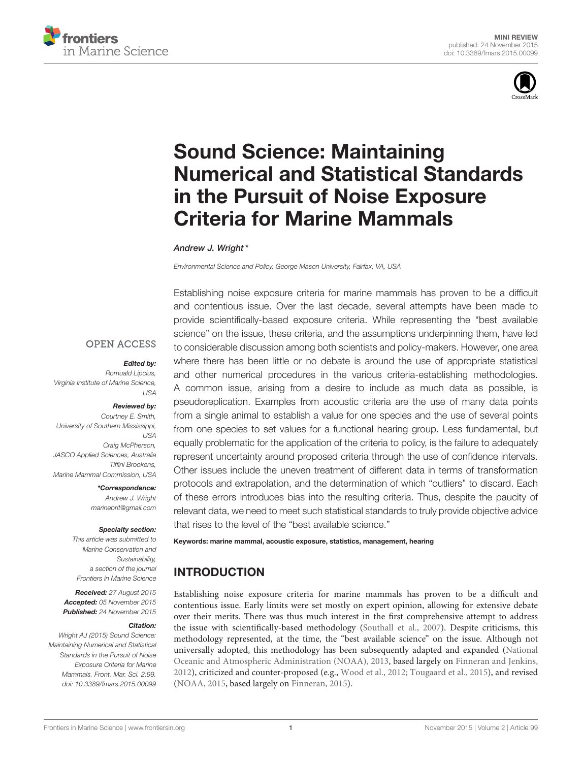MINI REVIEW
published: 24 November 2015
doi: 10.3389/fmars.2015.00099

# Sound Science: Maintaining Numerical and Statistical Standards in the Pursuit of Noise Exposure Criteria for Marine Mammals

*Andrew J. Wright**

*Environmental Science and Policy, George Mason University, Fairfax, VA, USA*

OPEN ACCESS

**Edited by:**
*Romuald Lipcius, Virginia Institute of Marine Science, USA*

**Reviewed by:**
*Courtney E. Smith, University of Southern Mississippi, USA*
*Craig McPherson, JASCO Applied Sciences, Australia*
*Tiffini Brookens, Marine Mammal Commission, USA*

***Correspondence:**
*Andrew J. Wright*
*marinebrit@gmail.com*

**Specialty section:**
*This article was submitted to Marine Conservation and Sustainability, a section of the journal Frontiers in Marine Science*

**Received:** *27 August 2015*
**Accepted:** *05 November 2015*
**Published:** *24 November 2015*

**Citation:**
*Wright AJ (2015) Sound Science: Maintaining Numerical and Statistical Standards in the Pursuit of Noise Exposure Criteria for Marine Mammals. Front. Mar. Sci. 2:99. doi: 10.3389/fmars.2015.00099*

Establishing noise exposure criteria for marine mammals has proven to be a difficult and contentious issue. Over the last decade, several attempts have been made to provide scientifically-based exposure criteria. While representing the "best available science" on the issue, these criteria, and the assumptions underpinning them, have led to considerable discussion among both scientists and policy-makers. However, one area where there has been little or no debate is around the use of appropriate statistical and other numerical procedures in the various criteria-establishing methodologies. A common issue, arising from a desire to include as much data as possible, is pseudoreplication. Examples from acoustic criteria are the use of many data points from a single animal to establish a value for one species and the use of several points from one species to set values for a functional hearing group. Less fundamental, but equally problematic for the application of the criteria to policy, is the failure to adequately represent uncertainty around proposed criteria through the use of confidence intervals. Other issues include the uneven treatment of different data in terms of transformation protocols and extrapolation, and the determination of which "outliers" to discard. Each of these errors introduces bias into the resulting criteria. Thus, despite the paucity of relevant data, we need to meet such statistical standards to truly provide objective advice that rises to the level of the "best available science."

**Keywords: marine mammal, acoustic exposure, statistics, management, hearing**

## INTRODUCTION

Establishing noise exposure criteria for marine mammals has proven to be a difficult and contentious issue. Early limits were set mostly on expert opinion, allowing for extensive debate over their merits. There was thus much interest in the first comprehensive attempt to address the issue with scientifically-based methodology (Southall et al., 2007). Despite criticisms, this methodology represented, at the time, the "best available science" on the issue. Although not universally adopted, this methodology has been subsequently adapted and expanded (National Oceanic and Atmospheric Administration (NOAA), 2013, based largely on Finneran and Jenkins, 2012), criticized and counter-proposed (e.g., Wood et al., 2012; Tougaard et al., 2015), and revised (NOAA, 2015, based largely on Finneran, 2015).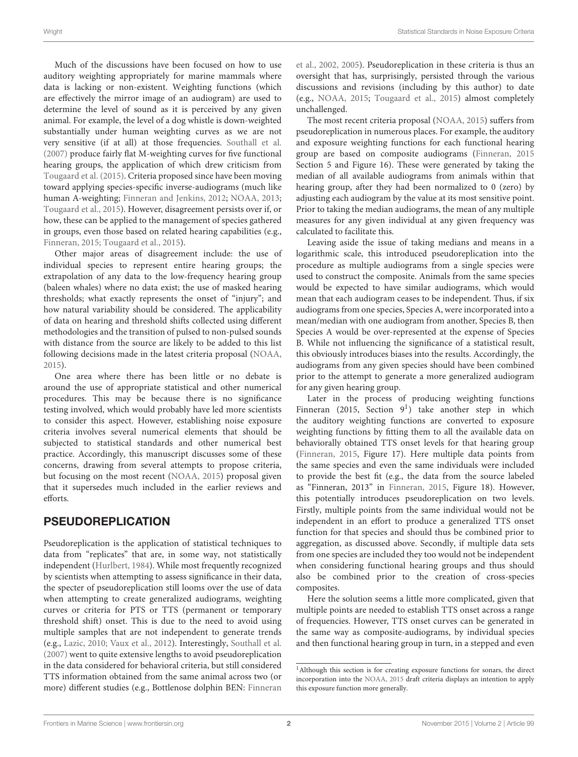Much of the discussions have been focused on how to use auditory weighting appropriately for marine mammals where data is lacking or non-existent. Weighting functions (which are effectively the mirror image of an audiogram) are used to determine the level of sound as it is perceived by any given animal. For example, the level of a dog whistle is down-weighted substantially under human weighting curves as we are not very sensitive (if at all) at those frequencies. Southall et al. (2007) produce fairly flat M-weighting curves for five functional hearing groups, the application of which drew criticism from Tougaard et al. (2015). Criteria proposed since have been moving toward applying species-specific inverse-audiograms (much like human A-weighting; Finneran and Jenkins, 2012; NOAA, 2013; Tougaard et al., 2015). However, disagreement persists over if, or how, these can be applied to the management of species gathered in groups, even those based on related hearing capabilities (e.g., Finneran, 2015; Tougaard et al., 2015).

Other major areas of disagreement include: the use of individual species to represent entire hearing groups; the extrapolation of any data to the low-frequency hearing group (baleen whales) where no data exist; the use of masked hearing thresholds; what exactly represents the onset of "injury"; and how natural variability should be considered. The applicability of data on hearing and threshold shifts collected using different methodologies and the transition of pulsed to non-pulsed sounds with distance from the source are likely to be added to this list following decisions made in the latest criteria proposal (NOAA, 2015).

One area where there has been little or no debate is around the use of appropriate statistical and other numerical procedures. This may be because there is no significance testing involved, which would probably have led more scientists to consider this aspect. However, establishing noise exposure criteria involves several numerical elements that should be subjected to statistical standards and other numerical best practice. Accordingly, this manuscript discusses some of these concerns, drawing from several attempts to propose criteria, but focusing on the most recent (NOAA, 2015) proposal given that it supersedes much included in the earlier reviews and efforts.

## PSEUDOREPLICATION

Pseudoreplication is the application of statistical techniques to data from "replicates" that are, in some way, not statistically independent (Hurlbert, 1984). While most frequently recognized by scientists when attempting to assess significance in their data, the specter of pseudoreplication still looms over the use of data when attempting to create generalized audiograms, weighting curves or criteria for PTS or TTS (permanent or temporary threshold shift) onset. This is due to the need to avoid using multiple samples that are not independent to generate trends (e.g., Lazic, 2010; Vaux et al., 2012). Interestingly, Southall et al. (2007) went to quite extensive lengths to avoid pseudoreplication in the data considered for behavioral criteria, but still considered TTS information obtained from the same animal across two (or more) different studies (e.g., Bottlenose dolphin BEN: Finneran et al., 2002, 2005). Pseudoreplication in these criteria is thus an oversight that has, surprisingly, persisted through the various discussions and revisions (including by this author) to date (e.g., NOAA, 2015; Tougaard et al., 2015) almost completely unchallenged.

The most recent criteria proposal (NOAA, 2015) suffers from pseudoreplication in numerous places. For example, the auditory and exposure weighting functions for each functional hearing group are based on composite audiograms (Finneran, 2015 Section 5 and Figure 16). These were generated by taking the median of all available audiograms from animals within that hearing group, after they had been normalized to 0 (zero) by adjusting each audiogram by the value at its most sensitive point. Prior to taking the median audiograms, the mean of any multiple measures for any given individual at any given frequency was calculated to facilitate this.

Leaving aside the issue of taking medians and means in a logarithmic scale, this introduced pseudoreplication into the procedure as multiple audiograms from a single species were used to construct the composite. Animals from the same species would be expected to have similar audiograms, which would mean that each audiogram ceases to be independent. Thus, if six audiograms from one species, Species A, were incorporated into a mean/median with one audiogram from another, Species B, then Species A would be over-represented at the expense of Species B. While not influencing the significance of a statistical result, this obviously introduces biases into the results. Accordingly, the audiograms from any given species should have been combined prior to the attempt to generate a more generalized audiogram for any given hearing group.

Later in the process of producing weighting functions Finneran (2015, Section 9[1]) take another step in which the auditory weighting functions are converted to exposure weighting functions by fitting them to all the available data on behaviorally obtained TTS onset levels for that hearing group (Finneran, 2015, Figure 17). Here multiple data points from the same species and even the same individuals were included to provide the best fit (e.g., the data from the source labeled as "Finneran, 2013" in Finneran, 2015, Figure 18). However, this potentially introduces pseudoreplication on two levels. Firstly, multiple points from the same individual would not be independent in an effort to produce a generalized TTS onset function for that species and should thus be combined prior to aggregation, as discussed above. Secondly, if multiple data sets from one species are included they too would not be independent when considering functional hearing groups and thus should also be combined prior to the creation of cross-species composites.

Here the solution seems a little more complicated, given that multiple points are needed to establish TTS onset across a range of frequencies. However, TTS onset curves can be generated in the same way as composite-audiograms, by individual species and then functional hearing group in turn, in a stepped and even

[1] Although this section is for creating exposure functions for sonars, the direct incorporation into the NOAA, 2015 draft criteria displays an intention to apply this exposure function more generally.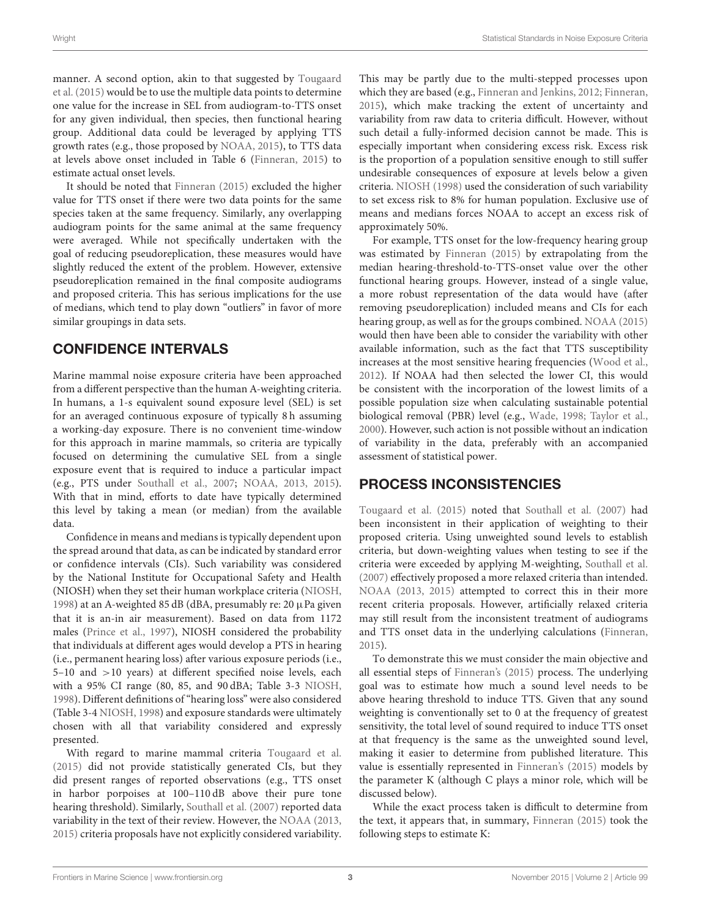manner. A second option, akin to that suggested by Tougaard et al. (2015) would be to use the multiple data points to determine one value for the increase in SEL from audiogram-to-TTS onset for any given individual, then species, then functional hearing group. Additional data could be leveraged by applying TTS growth rates (e.g., those proposed by NOAA, 2015), to TTS data at levels above onset included in Table 6 (Finneran, 2015) to estimate actual onset levels.

It should be noted that Finneran (2015) excluded the higher value for TTS onset if there were two data points for the same species taken at the same frequency. Similarly, any overlapping audiogram points for the same animal at the same frequency were averaged. While not specifically undertaken with the goal of reducing pseudoreplication, these measures would have slightly reduced the extent of the problem. However, extensive pseudoreplication remained in the final composite audiograms and proposed criteria. This has serious implications for the use of medians, which tend to play down "outliers" in favor of more similar groupings in data sets.

## CONFIDENCE INTERVALS

Marine mammal noise exposure criteria have been approached from a different perspective than the human A-weighting criteria. In humans, a 1-s equivalent sound exposure level (SEL) is set for an averaged continuous exposure of typically 8 h assuming a working-day exposure. There is no convenient time-window for this approach in marine mammals, so criteria are typically focused on determining the cumulative SEL from a single exposure event that is required to induce a particular impact (e.g., PTS under Southall et al., 2007; NOAA, 2013, 2015). With that in mind, efforts to date have typically determined this level by taking a mean (or median) from the available data.

Confidence in means and medians is typically dependent upon the spread around that data, as can be indicated by standard error or confidence intervals (CIs). Such variability was considered by the National Institute for Occupational Safety and Health (NIOSH) when they set their human workplace criteria (NIOSH, 1998) at an A-weighted 85 dB (dBA, presumably re: 20 μPa given that it is an-in air measurement). Based on data from 1172 males (Prince et al., 1997), NIOSH considered the probability that individuals at different ages would develop a PTS in hearing (i.e., permanent hearing loss) after various exposure periods (i.e., 5–10 and >10 years) at different specified noise levels, each with a 95% CI range (80, 85, and 90 dBA; Table 3-3 NIOSH, 1998). Different definitions of "hearing loss" were also considered (Table 3-4 NIOSH, 1998) and exposure standards were ultimately chosen with all that variability considered and expressly presented.

With regard to marine mammal criteria Tougaard et al. (2015) did not provide statistically generated CIs, but they did present ranges of reported observations (e.g., TTS onset in harbor porpoises at 100–110 dB above their pure tone hearing threshold). Similarly, Southall et al. (2007) reported data variability in the text of their review. However, the NOAA (2013, 2015) criteria proposals have not explicitly considered variability. This may be partly due to the multi-stepped processes upon which they are based (e.g., Finneran and Jenkins, 2012; Finneran, 2015), which make tracking the extent of uncertainty and variability from raw data to criteria difficult. However, without such detail a fully-informed decision cannot be made. This is especially important when considering excess risk. Excess risk is the proportion of a population sensitive enough to still suffer undesirable consequences of exposure at levels below a given criteria. NIOSH (1998) used the consideration of such variability to set excess risk to 8% for human population. Exclusive use of means and medians forces NOAA to accept an excess risk of approximately 50%.

For example, TTS onset for the low-frequency hearing group was estimated by Finneran (2015) by extrapolating from the median hearing-threshold-to-TTS-onset value over the other functional hearing groups. However, instead of a single value, a more robust representation of the data would have (after removing pseudoreplication) included means and CIs for each hearing group, as well as for the groups combined. NOAA (2015) would then have been able to consider the variability with other available information, such as the fact that TTS susceptibility increases at the most sensitive hearing frequencies (Wood et al., 2012). If NOAA had then selected the lower CI, this would be consistent with the incorporation of the lowest limits of a possible population size when calculating sustainable potential biological removal (PBR) level (e.g., Wade, 1998; Taylor et al., 2000). However, such action is not possible without an indication of variability in the data, preferably with an accompanied assessment of statistical power.

## PROCESS INCONSISTENCIES

Tougaard et al. (2015) noted that Southall et al. (2007) had been inconsistent in their application of weighting to their proposed criteria. Using unweighted sound levels to establish criteria, but down-weighting values when testing to see if the criteria were exceeded by applying M-weighting, Southall et al. (2007) effectively proposed a more relaxed criteria than intended. NOAA (2013, 2015) attempted to correct this in their more recent criteria proposals. However, artificially relaxed criteria may still result from the inconsistent treatment of audiograms and TTS onset data in the underlying calculations (Finneran, 2015).

To demonstrate this we must consider the main objective and all essential steps of Finneran's (2015) process. The underlying goal was to estimate how much a sound level needs to be above hearing threshold to induce TTS. Given that any sound weighting is conventionally set to 0 at the frequency of greatest sensitivity, the total level of sound required to induce TTS onset at that frequency is the same as the unweighted sound level, making it easier to determine from published literature. This value is essentially represented in Finneran's (2015) models by the parameter K (although C plays a minor role, which will be discussed below).

While the exact process taken is difficult to determine from the text, it appears that, in summary, Finneran (2015) took the following steps to estimate K: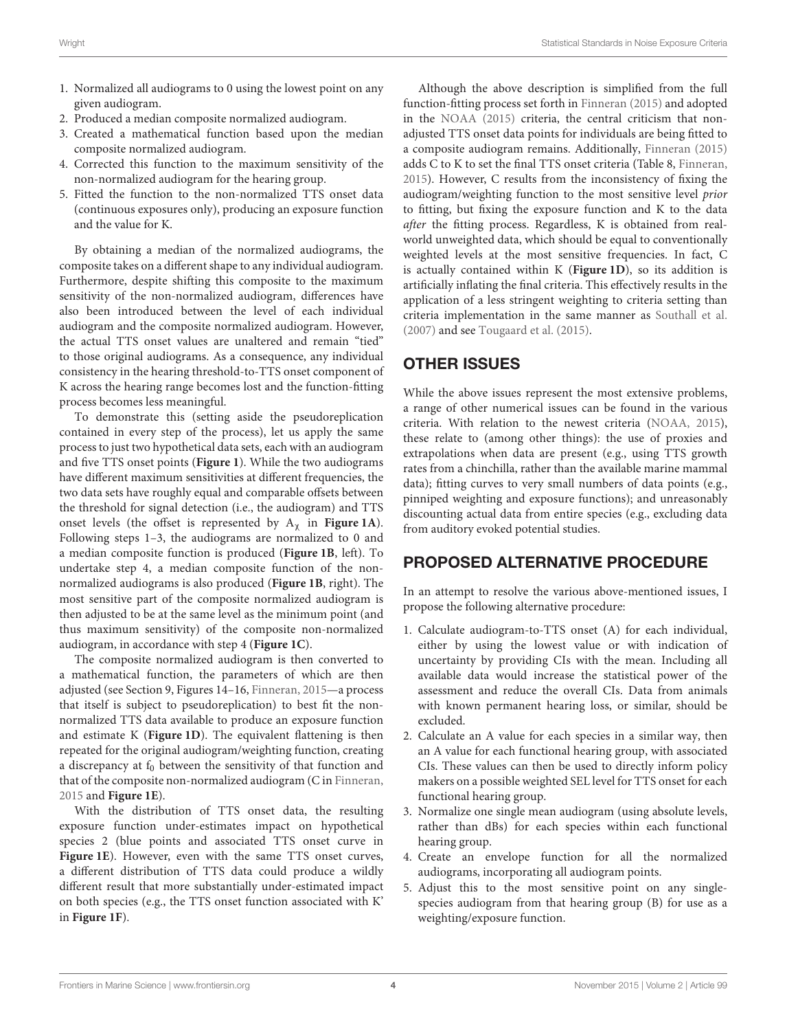1. Normalized all audiograms to 0 using the lowest point on any given audiogram.
2. Produced a median composite normalized audiogram.
3. Created a mathematical function based upon the median composite normalized audiogram.
4. Corrected this function to the maximum sensitivity of the non-normalized audiogram for the hearing group.
5. Fitted the function to the non-normalized TTS onset data (continuous exposures only), producing an exposure function and the value for K.

By obtaining a median of the normalized audiograms, the composite takes on a different shape to any individual audiogram. Furthermore, despite shifting this composite to the maximum sensitivity of the non-normalized audiogram, differences have also been introduced between the level of each individual audiogram and the composite normalized audiogram. However, the actual TTS onset values are unaltered and remain "tied" to those original audiograms. As a consequence, any individual consistency in the hearing threshold-to-TTS onset component of K across the hearing range becomes lost and the function-fitting process becomes less meaningful.

To demonstrate this (setting aside the pseudoreplication contained in every step of the process), let us apply the same process to just two hypothetical data sets, each with an audiogram and five TTS onset points (**Figure 1**). While the two audiograms have different maximum sensitivities at different frequencies, the two data sets have roughly equal and comparable offsets between the threshold for signal detection (i.e., the audiogram) and TTS onset levels (the offset is represented by $A_\chi$ in **Figure 1A**). Following steps 1–3, the audiograms are normalized to 0 and a median composite function is produced (**Figure 1B**, left). To undertake step 4, a median composite function of the non-normalized audiograms is also produced (**Figure 1B**, right). The most sensitive part of the composite normalized audiogram is then adjusted to be at the same level as the minimum point (and thus maximum sensitivity) of the composite non-normalized audiogram, in accordance with step 4 (**Figure 1C**).

The composite normalized audiogram is then converted to a mathematical function, the parameters of which are then adjusted (see Section 9, Figures 14–16, Finneran, 2015—a process that itself is subject to pseudoreplication) to best fit the non-normalized TTS data available to produce an exposure function and estimate K (**Figure 1D**). The equivalent flattening is then repeated for the original audiogram/weighting function, creating a discrepancy at $f_0$ between the sensitivity of that function and that of the composite non-normalized audiogram (C in Finneran, 2015 and **Figure 1E**).

With the distribution of TTS onset data, the resulting exposure function under-estimates impact on hypothetical species 2 (blue points and associated TTS onset curve in **Figure 1E**). However, even with the same TTS onset curves, a different distribution of TTS data could produce a wildly different result that more substantially under-estimated impact on both species (e.g., the TTS onset function associated with K' in **Figure 1F**).

Although the above description is simplified from the full function-fitting process set forth in Finneran (2015) and adopted in the NOAA (2015) criteria, the central criticism that non-adjusted TTS onset data points for individuals are being fitted to a composite audiogram remains. Additionally, Finneran (2015) adds C to K to set the final TTS onset criteria (Table 8, Finneran, 2015). However, C results from the inconsistency of fixing the audiogram/weighting function to the most sensitive level *prior* to fitting, but fixing the exposure function and K to the data *after* the fitting process. Regardless, K is obtained from real-world unweighted data, which should be equal to conventionally weighted levels at the most sensitive frequencies. In fact, C is actually contained within K (**Figure 1D**), so its addition is artificially inflating the final criteria. This effectively results in the application of a less stringent weighting to criteria setting than criteria implementation in the same manner as Southall et al. (2007) and see Tougaard et al. (2015).

## OTHER ISSUES

While the above issues represent the most extensive problems, a range of other numerical issues can be found in the various criteria. With relation to the newest criteria (NOAA, 2015), these relate to (among other things): the use of proxies and extrapolations when data are present (e.g., using TTS growth rates from a chinchilla, rather than the available marine mammal data); fitting curves to very small numbers of data points (e.g., pinniped weighting and exposure functions); and unreasonably discounting actual data from entire species (e.g., excluding data from auditory evoked potential studies.

## PROPOSED ALTERNATIVE PROCEDURE

In an attempt to resolve the various above-mentioned issues, I propose the following alternative procedure:

1. Calculate audiogram-to-TTS onset (A) for each individual, either by using the lowest value or with indication of uncertainty by providing CIs with the mean. Including all available data would increase the statistical power of the assessment and reduce the overall CIs. Data from animals with known permanent hearing loss, or similar, should be excluded.
2. Calculate an A value for each species in a similar way, then an A value for each functional hearing group, with associated CIs. These values can then be used to directly inform policy makers on a possible weighted SEL level for TTS onset for each functional hearing group.
3. Normalize one single mean audiogram (using absolute levels, rather than dBs) for each species within each functional hearing group.
4. Create an envelope function for all the normalized audiograms, incorporating all audiogram points.
5. Adjust this to the most sensitive point on any single-species audiogram from that hearing group (B) for use as a weighting/exposure function.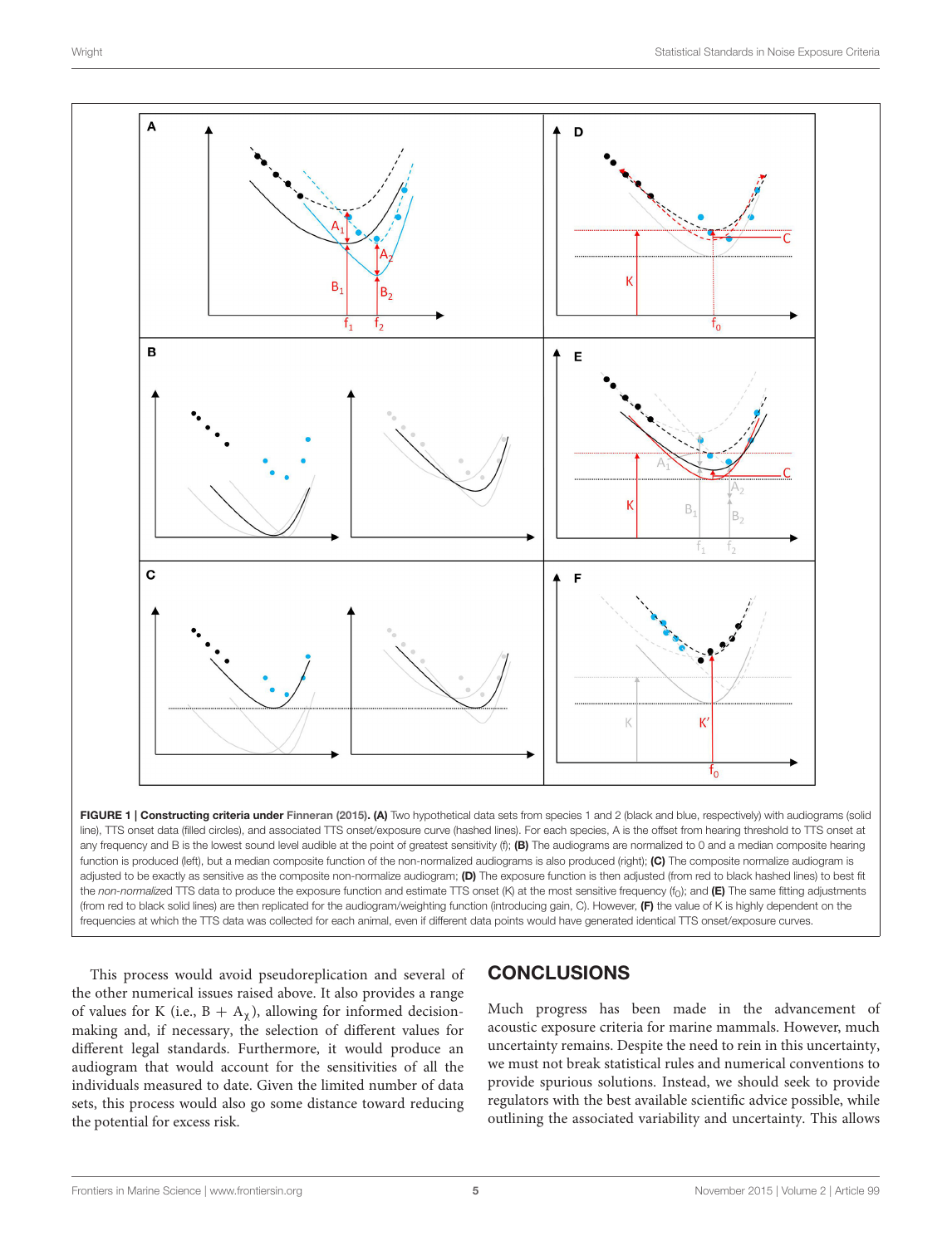FIGURE 1 | **Constructing criteria under Finneran (2015).** **(A)** Two hypothetical data sets from species 1 and 2 (black and blue, respectively) with audiograms (solid line), TTS onset data (filled circles), and associated TTS onset/exposure curve (hashed lines). For each species, A is the offset from hearing threshold to TTS onset at any frequency and B is the lowest sound level audible at the point of greatest sensitivity (f); **(B)** The audiograms are normalized to 0 and a median composite hearing function is produced (left), but a median composite function of the non-normalized audiograms is also produced (right); **(C)** The composite normalize audiogram is adjusted to be exactly as sensitive as the composite non-normalize audiogram; **(D)** The exposure function is then adjusted (from red to black hashed lines) to best fit the *non-normalized* TTS data to produce the exposure function and estimate TTS onset (K) at the most sensitive frequency ($f_0$); and **(E)** The same fitting adjustments (from red to black solid lines) are then replicated for the audiogram/weighting function (introducing gain, C). However, **(F)** the value of K is highly dependent on the frequencies at which the TTS data was collected for each animal, even if different data points would have generated identical TTS onset/exposure curves.

This process would avoid pseudoreplication and several of the other numerical issues raised above. It also provides a range of values for K (i.e., B + $A_\chi$), allowing for informed decision-making and, if necessary, the selection of different values for different legal standards. Furthermore, it would produce an audiogram that would account for the sensitivities of all the individuals measured to date. Given the limited number of data sets, this process would also go some distance toward reducing the potential for excess risk.

## CONCLUSIONS

Much progress has been made in the advancement of acoustic exposure criteria for marine mammals. However, much uncertainty remains. Despite the need to rein in this uncertainty, we must not break statistical rules and numerical conventions to provide spurious solutions. Instead, we should seek to provide regulators with the best available scientific advice possible, while outlining the associated variability and uncertainty. This allows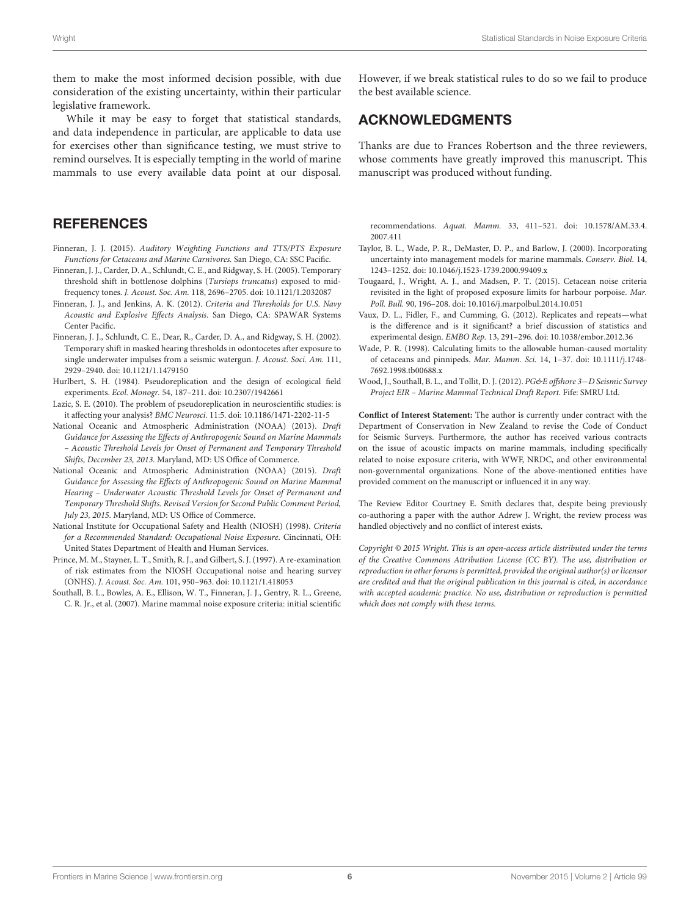them to make the most informed decision possible, with due consideration of the existing uncertainty, within their particular legislative framework.

While it may be easy to forget that statistical standards, and data independence in particular, are applicable to data use for exercises other than significance testing, we must strive to remind ourselves. It is especially tempting in the world of marine mammals to use every available data point at our disposal. However, if we break statistical rules to do so we fail to produce the best available science.

## ACKNOWLEDGMENTS

Thanks are due to Frances Robertson and the three reviewers, whose comments have greatly improved this manuscript. This manuscript was produced without funding.

## REFERENCES

Finneran, J. J. (2015). *Auditory Weighting Functions and TTS/PTS Exposure Functions for Cetaceans and Marine Carnivores.* San Diego, CA: SSC Pacific.

Finneran, J. J., Carder, D. A., Schlundt, C. E., and Ridgway, S. H. (2005). Temporary threshold shift in bottlenose dolphins (*Tursiops truncatus*) exposed to mid-frequency tones. *J. Acoust. Soc. Am.* 118, 2696–2705. doi: 10.1121/1.2032087

Finneran, J. J., and Jenkins, A. K. (2012). *Criteria and Thresholds for U.S. Navy Acoustic and Explosive Effects Analysis.* San Diego, CA: SPAWAR Systems Center Pacific.

Finneran, J. J., Schlundt, C. E., Dear, R., Carder, D. A., and Ridgway, S. H. (2002). Temporary shift in masked hearing thresholds in odontocetes after exposure to single underwater impulses from a seismic watergun. *J. Acoust. Soci. Am.* 111, 2929–2940. doi: 10.1121/1.1479150

Hurlbert, S. H. (1984). Pseudoreplication and the design of ecological field experiments. *Ecol. Monogr.* 54, 187–211. doi: 10.2307/1942661

Lazic, S. E. (2010). The problem of pseudoreplication in neuroscientific studies: is it affecting your analysis? *BMC Neurosci.* 11:5. doi: 10.1186/1471-2202-11-5

National Oceanic and Atmospheric Administration (NOAA) (2013). *Draft Guidance for Assessing the Effects of Anthropogenic Sound on Marine Mammals – Acoustic Threshold Levels for Onset of Permanent and Temporary Threshold Shifts, December 23, 2013.* Maryland, MD: US Office of Commerce.

National Oceanic and Atmospheric Administration (NOAA) (2015). *Draft Guidance for Assessing the Effects of Anthropogenic Sound on Marine Mammal Hearing – Underwater Acoustic Threshold Levels for Onset of Permanent and Temporary Threshold Shifts. Revised Version for Second Public Comment Period, July 23, 2015.* Maryland, MD: US Office of Commerce.

National Institute for Occupational Safety and Health (NIOSH) (1998). *Criteria for a Recommended Standard: Occupational Noise Exposure*. Cincinnati, OH: United States Department of Health and Human Services.

Prince, M. M., Stayner, L. T., Smith, R. J., and Gilbert, S. J. (1997). A re-examination of risk estimates from the NIOSH Occupational noise and hearing survey (ONHS). *J. Acoust. Soc. Am.* 101, 950–963. doi: 10.1121/1.418053

Southall, B. L., Bowles, A. E., Ellison, W. T., Finneran, J. J., Gentry, R. L., Greene, C. R. Jr., et al. (2007). Marine mammal noise exposure criteria: initial scientific recommendations. *Aquat. Mamm.* 33, 411–521. doi: 10.1578/AM.33.4.2007.411

Taylor, B. L., Wade, P. R., DeMaster, D. P., and Barlow, J. (2000). Incorporating uncertainty into management models for marine mammals. *Conserv. Biol.* 14, 1243–1252. doi: 10.1046/j.1523-1739.2000.99409.x

Tougaard, J., Wright, A. J., and Madsen, P. T. (2015). Cetacean noise criteria revisited in the light of proposed exposure limits for harbour porpoise. *Mar. Poll. Bull.* 90, 196–208. doi: 10.1016/j.marpolbul.2014.10.051

Vaux, D. L., Fidler, F., and Cumming, G. (2012). Replicates and repeats—what is the difference and is it significant? a brief discussion of statistics and experimental design. *EMBO Rep.* 13, 291–296. doi: 10.1038/embor.2012.36

Wade, P. R. (1998). Calculating limits to the allowable human-caused mortality of cetaceans and pinnipeds. *Mar. Mamm. Sci.* 14, 1–37. doi: 10.1111/j.1748-7692.1998.tb00688.x

Wood, J., Southall, B. L., and Tollit, D. J. (2012). *PG&E offshore 3—D Seismic Survey Project EIR – Marine Mammal Technical Draft Report*. Fife: SMRU Ltd.

**Conflict of Interest Statement:** The author is currently under contract with the Department of Conservation in New Zealand to revise the Code of Conduct for Seismic Surveys. Furthermore, the author has received various contracts on the issue of acoustic impacts on marine mammals, including specifically related to noise exposure criteria, with WWF, NRDC, and other environmental non-governmental organizations. None of the above-mentioned entities have provided comment on the manuscript or influenced it in any way.

The Review Editor Courtney E. Smith declares that, despite being previously co-authoring a paper with the author Adrew J. Wright, the review process was handled objectively and no conflict of interest exists.

*Copyright © 2015 Wright. This is an open-access article distributed under the terms of the Creative Commons Attribution License (CC BY). The use, distribution or reproduction in other forums is permitted, provided the original author(s) or licensor are credited and that the original publication in this journal is cited, in accordance with accepted academic practice. No use, distribution or reproduction is permitted which does not comply with these terms.*